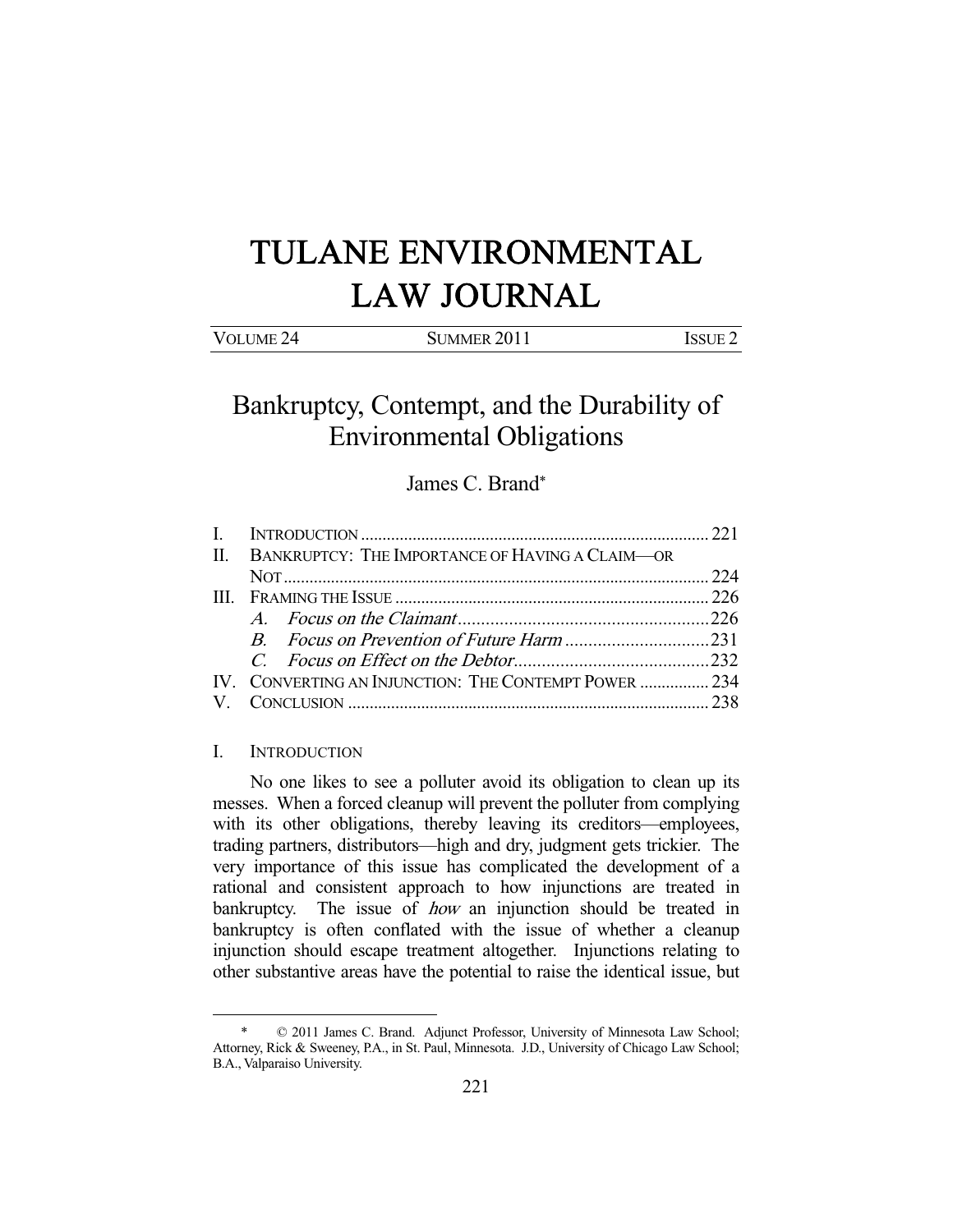# TULANE ENVIRONMENTAL LAW JOURNAL

VOLUME 24 SUMMER 2011 ISSUE 2

## Bankruptcy, Contempt, and the Durability of Environmental Obligations

James C. Brand*

| | | |
|---|---|---|
| I. | INTRODUCTION | 221 |
| II. | BANKRUPTCY: THE IMPORTANCE OF HAVING A CLAIM—OR NOT | 224 |
| III. | FRAMING THE ISSUE | 226 |
| | *A. Focus on the Claimant* | 226 |
| | *B. Focus on Prevention of Future Harm* | 231 |
| | *C. Focus on Effect on the Debtor* | 232 |
| IV. | CONVERTING AN INJUNCTION: THE CONTEMPT POWER | 234 |
| V. | CONCLUSION | 238 |

### I. INTRODUCTION

No one likes to see a polluter avoid its obligation to clean up its messes. When a forced cleanup will prevent the polluter from complying with its other obligations, thereby leaving its creditors—employees, trading partners, distributors—high and dry, judgment gets trickier. The very importance of this issue has complicated the development of a rational and consistent approach to how injunctions are treated in bankruptcy. The issue of *how* an injunction should be treated in bankruptcy is often conflated with the issue of whether a cleanup injunction should escape treatment altogether. Injunctions relating to other substantive areas have the potential to raise the identical issue, but

---

\* © 2011 James C. Brand. Adjunct Professor, University of Minnesota Law School; Attorney, Rick & Sweeney, P.A., in St. Paul, Minnesota. J.D., University of Chicago Law School; B.A., Valparaiso University.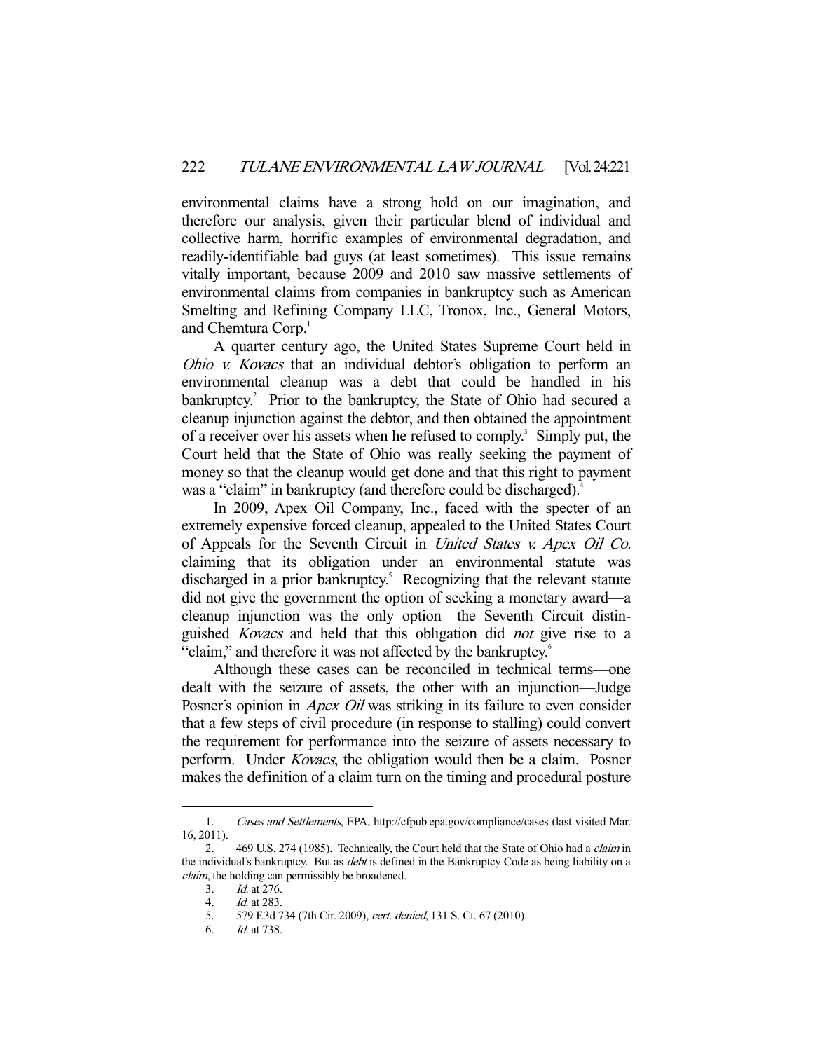environmental claims have a strong hold on our imagination, and therefore our analysis, given their particular blend of individual and collective harm, horrific examples of environmental degradation, and readily-identifiable bad guys (at least sometimes). This issue remains vitally important, because 2009 and 2010 saw massive settlements of environmental claims from companies in bankruptcy such as American Smelting and Refining Company LLC, Tronox, Inc., General Motors, and Chemtura Corp.[1]

A quarter century ago, the United States Supreme Court held in *Ohio v. Kovacs* that an individual debtor's obligation to perform an environmental cleanup was a debt that could be handled in his bankruptcy.[2] Prior to the bankruptcy, the State of Ohio had secured a cleanup injunction against the debtor, and then obtained the appointment of a receiver over his assets when he refused to comply.[3] Simply put, the Court held that the State of Ohio was really seeking the payment of money so that the cleanup would get done and that this right to payment was a "claim" in bankruptcy (and therefore could be discharged).[4]

In 2009, Apex Oil Company, Inc., faced with the specter of an extremely expensive forced cleanup, appealed to the United States Court of Appeals for the Seventh Circuit in *United States v. Apex Oil Co.* claiming that its obligation under an environmental statute was discharged in a prior bankruptcy.[5] Recognizing that the relevant statute did not give the government the option of seeking a monetary award—a cleanup injunction was the only option—the Seventh Circuit distinguished *Kovacs* and held that this obligation did *not* give rise to a "claim," and therefore it was not affected by the bankruptcy.[6]

Although these cases can be reconciled in technical terms—one dealt with the seizure of assets, the other with an injunction—Judge Posner's opinion in *Apex Oil* was striking in its failure to even consider that a few steps of civil procedure (in response to stalling) could convert the requirement for performance into the seizure of assets necessary to perform. Under *Kovacs*, the obligation would then be a claim. Posner makes the definition of a claim turn on the timing and procedural posture

---

1. *Cases and Settlements*, EPA, http://cfpub.epa.gov/compliance/cases (last visited Mar. 16, 2011).
2. 469 U.S. 274 (1985). Technically, the Court held that the State of Ohio had a *claim* in the individual's bankruptcy. But as *debt* is defined in the Bankruptcy Code as being liability on a *claim*, the holding can permissibly be broadened.
3. *Id.* at 276.
4. *Id.* at 283.
5. 579 F.3d 734 (7th Cir. 2009), *cert. denied*, 131 S. Ct. 67 (2010).
6. *Id.* at 738.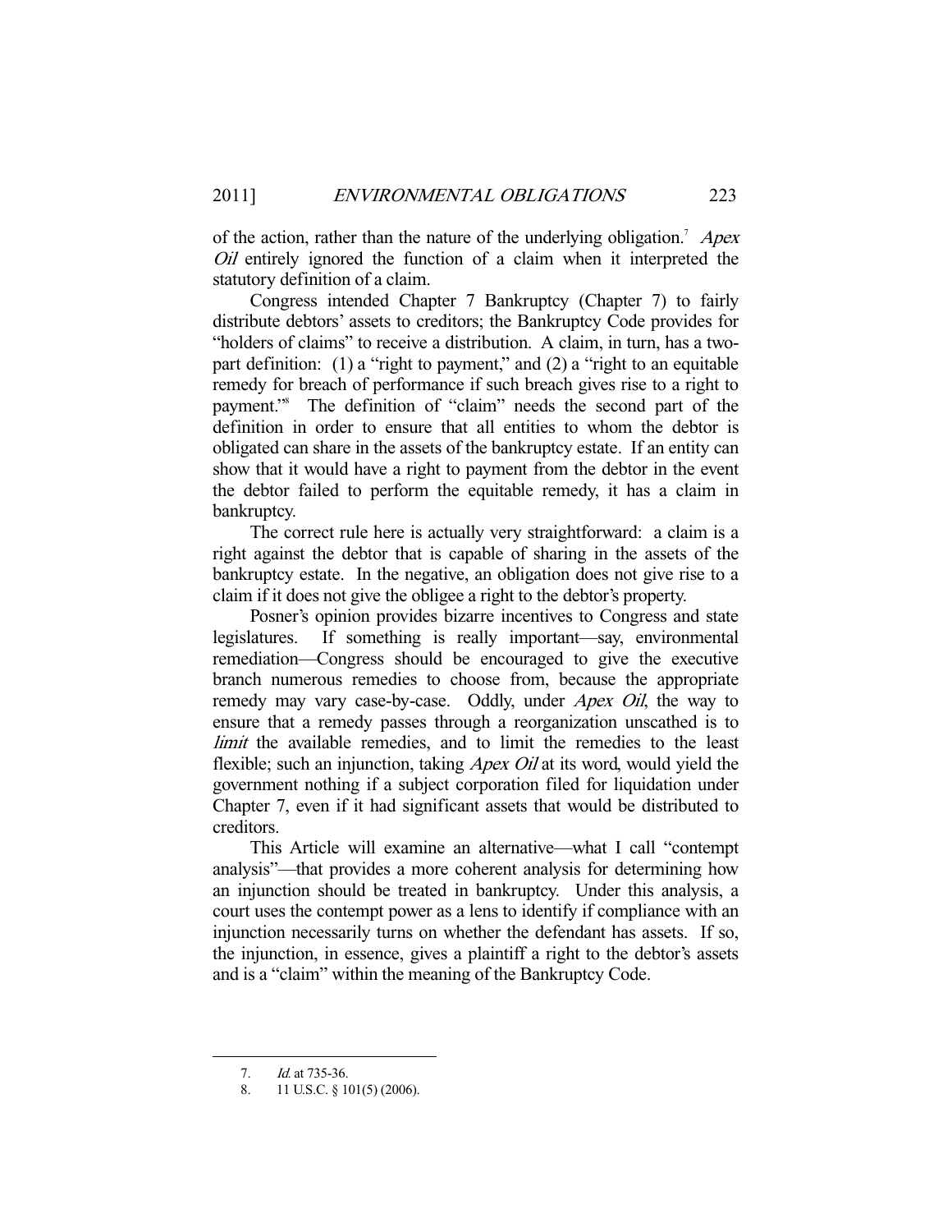of the action, rather than the nature of the underlying obligation.[7] *Apex Oil* entirely ignored the function of a claim when it interpreted the statutory definition of a claim.

Congress intended Chapter 7 Bankruptcy (Chapter 7) to fairly distribute debtors' assets to creditors; the Bankruptcy Code provides for "holders of claims" to receive a distribution. A claim, in turn, has a two-part definition: (1) a "right to payment," and (2) a "right to an equitable remedy for breach of performance if such breach gives rise to a right to payment."[8] The definition of "claim" needs the second part of the definition in order to ensure that all entities to whom the debtor is obligated can share in the assets of the bankruptcy estate. If an entity can show that it would have a right to payment from the debtor in the event the debtor failed to perform the equitable remedy, it has a claim in bankruptcy.

The correct rule here is actually very straightforward: a claim is a right against the debtor that is capable of sharing in the assets of the bankruptcy estate. In the negative, an obligation does not give rise to a claim if it does not give the obligee a right to the debtor's property.

Posner's opinion provides bizarre incentives to Congress and state legislatures. If something is really important—say, environmental remediation—Congress should be encouraged to give the executive branch numerous remedies to choose from, because the appropriate remedy may vary case-by-case. Oddly, under *Apex Oil*, the way to ensure that a remedy passes through a reorganization unscathed is to *limit* the available remedies, and to limit the remedies to the least flexible; such an injunction, taking *Apex Oil* at its word, would yield the government nothing if a subject corporation filed for liquidation under Chapter 7, even if it had significant assets that would be distributed to creditors.

This Article will examine an alternative—what I call "contempt analysis"—that provides a more coherent analysis for determining how an injunction should be treated in bankruptcy. Under this analysis, a court uses the contempt power as a lens to identify if compliance with an injunction necessarily turns on whether the defendant has assets. If so, the injunction, in essence, gives a plaintiff a right to the debtor's assets and is a "claim" within the meaning of the Bankruptcy Code.

---

7. *Id.* at 735-36.

8. 11 U.S.C. § 101(5) (2006).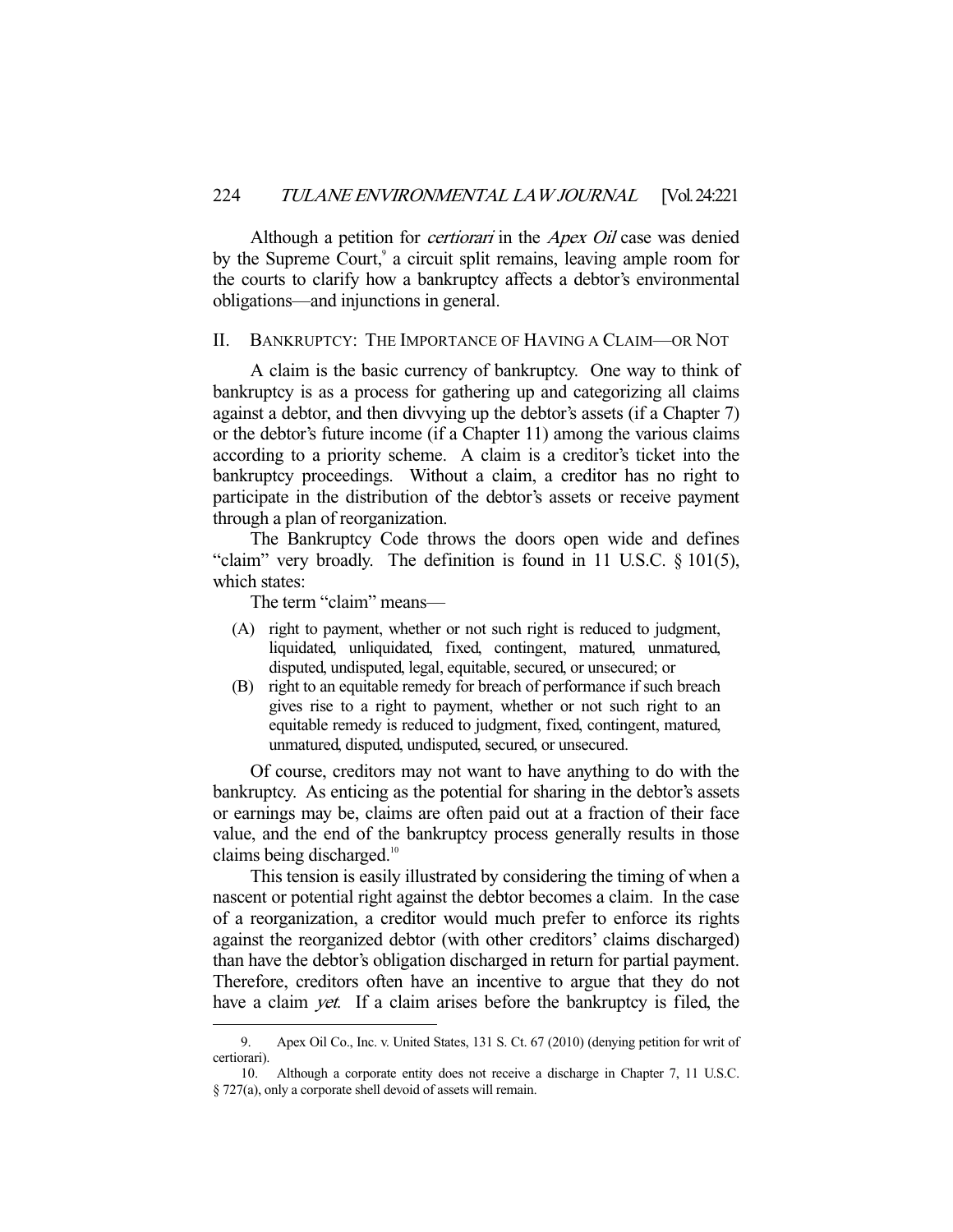Although a petition for *certiorari* in the *Apex Oil* case was denied by the Supreme Court,[9] a circuit split remains, leaving ample room for the courts to clarify how a bankruptcy affects a debtor's environmental obligations—and injunctions in general.

## II. BANKRUPTCY: THE IMPORTANCE OF HAVING A CLAIM—OR NOT

A claim is the basic currency of bankruptcy. One way to think of bankruptcy is as a process for gathering up and categorizing all claims against a debtor, and then divvying up the debtor's assets (if a Chapter 7) or the debtor's future income (if a Chapter 11) among the various claims according to a priority scheme. A claim is a creditor's ticket into the bankruptcy proceedings. Without a claim, a creditor has no right to participate in the distribution of the debtor's assets or receive payment through a plan of reorganization.

The Bankruptcy Code throws the doors open wide and defines "claim" very broadly. The definition is found in 11 U.S.C. § 101(5), which states:

> The term "claim" means—
>
> (A) right to payment, whether or not such right is reduced to judgment, liquidated, unliquidated, fixed, contingent, matured, unmatured, disputed, undisputed, legal, equitable, secured, or unsecured; or
>
> (B) right to an equitable remedy for breach of performance if such breach gives rise to a right to payment, whether or not such right to an equitable remedy is reduced to judgment, fixed, contingent, matured, unmatured, disputed, undisputed, secured, or unsecured.

Of course, creditors may not want to have anything to do with the bankruptcy. As enticing as the potential for sharing in the debtor's assets or earnings may be, claims are often paid out at a fraction of their face value, and the end of the bankruptcy process generally results in those claims being discharged.[10]

This tension is easily illustrated by considering the timing of when a nascent or potential right against the debtor becomes a claim. In the case of a reorganization, a creditor would much prefer to enforce its rights against the reorganized debtor (with other creditors' claims discharged) than have the debtor's obligation discharged in return for partial payment. Therefore, creditors often have an incentive to argue that they do not have a claim *yet*. If a claim arises before the bankruptcy is filed, the

---

9. Apex Oil Co., Inc. v. United States, 131 S. Ct. 67 (2010) (denying petition for writ of certiorari).

10. Although a corporate entity does not receive a discharge in Chapter 7, 11 U.S.C. § 727(a), only a corporate shell devoid of assets will remain.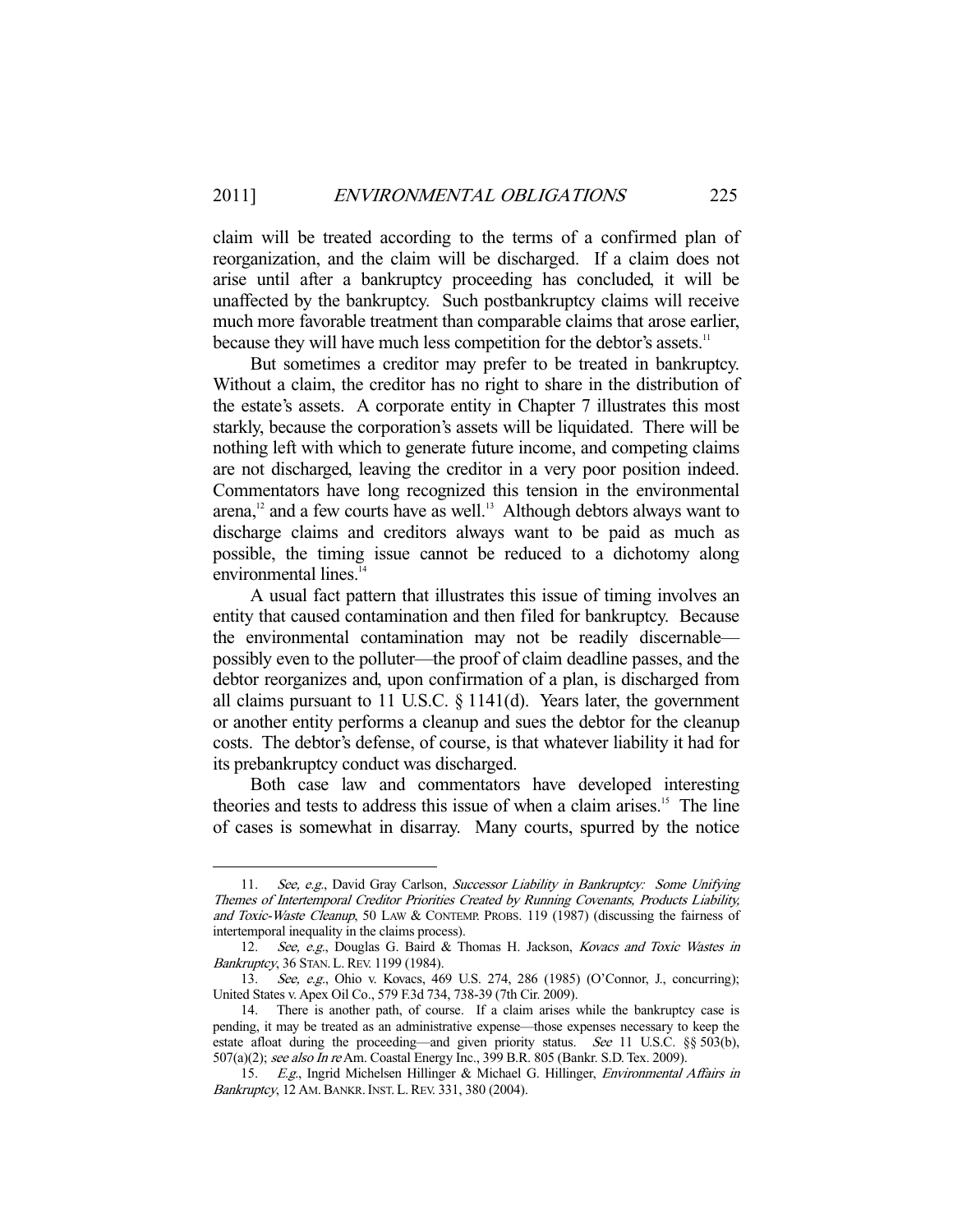claim will be treated according to the terms of a confirmed plan of reorganization, and the claim will be discharged. If a claim does not arise until after a bankruptcy proceeding has concluded, it will be unaffected by the bankruptcy. Such postbankruptcy claims will receive much more favorable treatment than comparable claims that arose earlier, because they will have much less competition for the debtor's assets.[11]

But sometimes a creditor may prefer to be treated in bankruptcy. Without a claim, the creditor has no right to share in the distribution of the estate's assets. A corporate entity in Chapter 7 illustrates this most starkly, because the corporation's assets will be liquidated. There will be nothing left with which to generate future income, and competing claims are not discharged, leaving the creditor in a very poor position indeed. Commentators have long recognized this tension in the environmental arena,[12] and a few courts have as well.[13] Although debtors always want to discharge claims and creditors always want to be paid as much as possible, the timing issue cannot be reduced to a dichotomy along environmental lines.[14]

A usual fact pattern that illustrates this issue of timing involves an entity that caused contamination and then filed for bankruptcy. Because the environmental contamination may not be readily discernable—possibly even to the polluter—the proof of claim deadline passes, and the debtor reorganizes and, upon confirmation of a plan, is discharged from all claims pursuant to 11 U.S.C. § 1141(d). Years later, the government or another entity performs a cleanup and sues the debtor for the cleanup costs. The debtor's defense, of course, is that whatever liability it had for its prebankruptcy conduct was discharged.

Both case law and commentators have developed interesting theories and tests to address this issue of when a claim arises.[15] The line of cases is somewhat in disarray. Many courts, spurred by the notice

---

11. *See, e.g.*, David Gray Carlson, *Successor Liability in Bankruptcy: Some Unifying Themes of Intertemporal Creditor Priorities Created by Running Covenants, Products Liability, and Toxic-Waste Cleanup*, 50 LAW & CONTEMP. PROBS. 119 (1987) (discussing the fairness of intertemporal inequality in the claims process).

12. *See, e.g.*, Douglas G. Baird & Thomas H. Jackson, *Kovacs and Toxic Wastes in Bankruptcy*, 36 STAN. L. REV. 1199 (1984).

13. *See, e.g.*, Ohio v. Kovacs, 469 U.S. 274, 286 (1985) (O'Connor, J., concurring); United States v. Apex Oil Co., 579 F.3d 734, 738-39 (7th Cir. 2009).

14. There is another path, of course. If a claim arises while the bankruptcy case is pending, it may be treated as an administrative expense—those expenses necessary to keep the estate afloat during the proceeding—and given priority status. *See* 11 U.S.C. §§ 503(b), 507(a)(2); *see also In re* Am. Coastal Energy Inc., 399 B.R. 805 (Bankr. S.D. Tex. 2009).

15. *E.g.*, Ingrid Michelsen Hillinger & Michael G. Hillinger, *Environmental Affairs in Bankruptcy*, 12 AM. BANKR. INST. L. REV. 331, 380 (2004).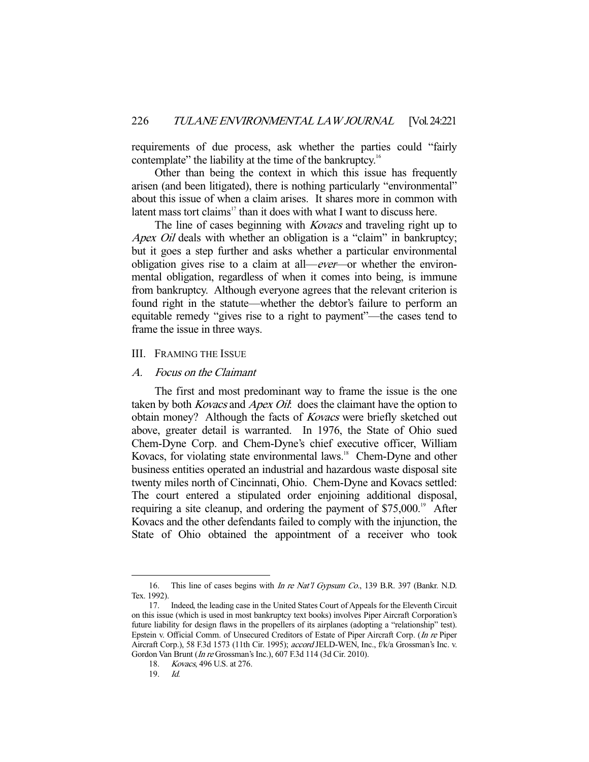requirements of due process, ask whether the parties could "fairly contemplate" the liability at the time of the bankruptcy.[16]

Other than being the context in which this issue has frequently arisen (and been litigated), there is nothing particularly "environmental" about this issue of when a claim arises. It shares more in common with latent mass tort claims[17] than it does with what I want to discuss here.

The line of cases beginning with *Kovacs* and traveling right up to *Apex Oil* deals with whether an obligation is a "claim" in bankruptcy; but it goes a step further and asks whether a particular environmental obligation gives rise to a claim at all—*ever*—or whether the environmental obligation, regardless of when it comes into being, is immune from bankruptcy. Although everyone agrees that the relevant criterion is found right in the statute—whether the debtor's failure to perform an equitable remedy "gives rise to a right to payment"—the cases tend to frame the issue in three ways.

## III. FRAMING THE ISSUE

### A. *Focus on the Claimant*

The first and most predominant way to frame the issue is the one taken by both *Kovacs* and *Apex Oil*: does the claimant have the option to obtain money? Although the facts of *Kovacs* were briefly sketched out above, greater detail is warranted. In 1976, the State of Ohio sued Chem-Dyne Corp. and Chem-Dyne's chief executive officer, William Kovacs, for violating state environmental laws.[18] Chem-Dyne and other business entities operated an industrial and hazardous waste disposal site twenty miles north of Cincinnati, Ohio. Chem-Dyne and Kovacs settled: The court entered a stipulated order enjoining additional disposal, requiring a site cleanup, and ordering the payment of \$75,000.[19] After Kovacs and the other defendants failed to comply with the injunction, the State of Ohio obtained the appointment of a receiver who took

---

16. This line of cases begins with *In re Nat'l Gypsum Co.*, 139 B.R. 397 (Bankr. N.D. Tex. 1992).

17. Indeed, the leading case in the United States Court of Appeals for the Eleventh Circuit on this issue (which is used in most bankruptcy text books) involves Piper Aircraft Corporation's future liability for design flaws in the propellers of its airplanes (adopting a "relationship" test). Epstein v. Official Comm. of Unsecured Creditors of Estate of Piper Aircraft Corp. (*In re* Piper Aircraft Corp.), 58 F.3d 1573 (11th Cir. 1995); *accord* JELD-WEN, Inc., f/k/a Grossman's Inc. v. Gordon Van Brunt (*In re* Grossman's Inc.), 607 F.3d 114 (3d Cir. 2010).

18. *Kovacs*, 496 U.S. at 276.

19. *Id.*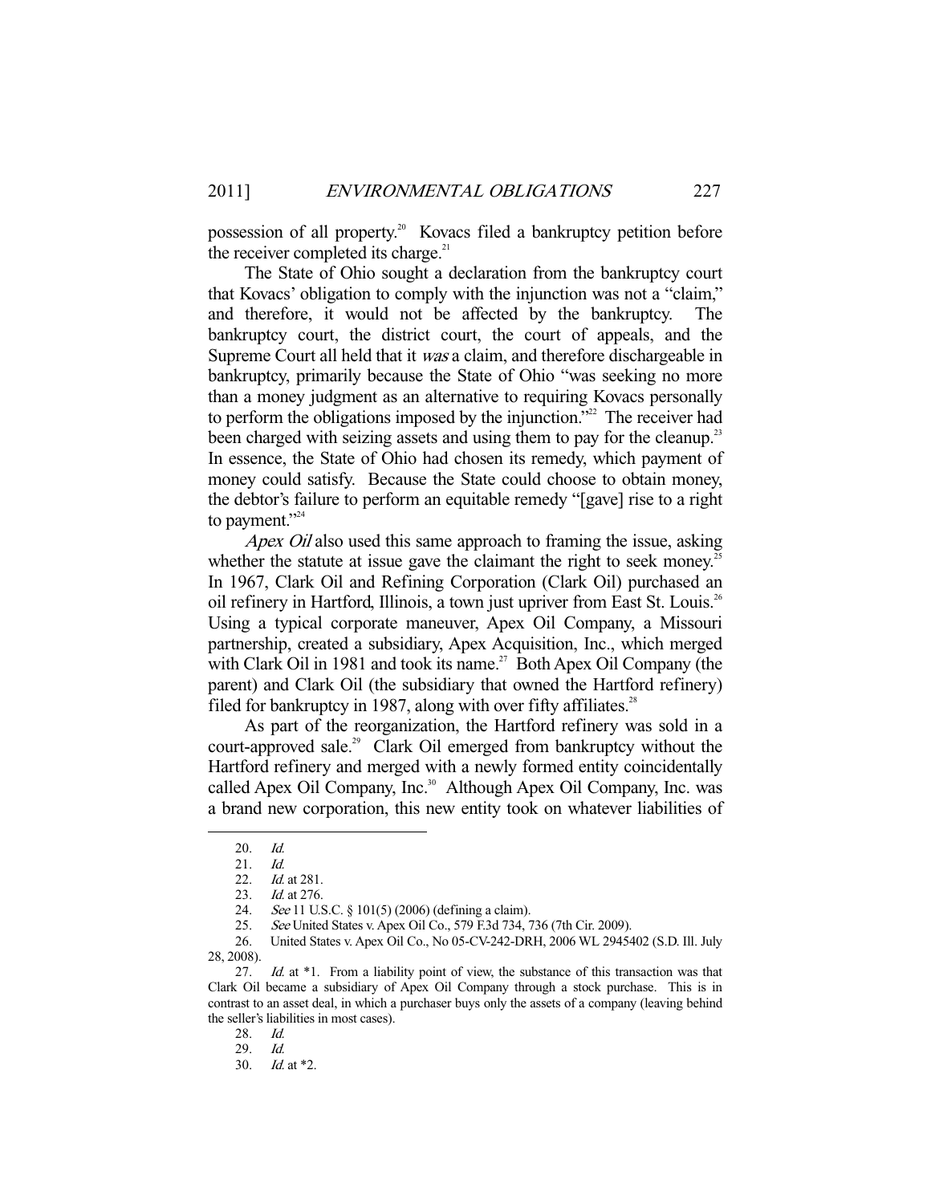possession of all property.[20] Kovacs filed a bankruptcy petition before the receiver completed its charge.[21]

The State of Ohio sought a declaration from the bankruptcy court that Kovacs' obligation to comply with the injunction was not a "claim," and therefore, it would not be affected by the bankruptcy. The bankruptcy court, the district court, the court of appeals, and the Supreme Court all held that it *was* a claim, and therefore dischargeable in bankruptcy, primarily because the State of Ohio "was seeking no more than a money judgment as an alternative to requiring Kovacs personally to perform the obligations imposed by the injunction."[22] The receiver had been charged with seizing assets and using them to pay for the cleanup.[23] In essence, the State of Ohio had chosen its remedy, which payment of money could satisfy. Because the State could choose to obtain money, the debtor's failure to perform an equitable remedy "[gave] rise to a right to payment."[24]

*Apex Oil* also used this same approach to framing the issue, asking whether the statute at issue gave the claimant the right to seek money.[25] In 1967, Clark Oil and Refining Corporation (Clark Oil) purchased an oil refinery in Hartford, Illinois, a town just upriver from East St. Louis.[26] Using a typical corporate maneuver, Apex Oil Company, a Missouri partnership, created a subsidiary, Apex Acquisition, Inc., which merged with Clark Oil in 1981 and took its name.[27] Both Apex Oil Company (the parent) and Clark Oil (the subsidiary that owned the Hartford refinery) filed for bankruptcy in 1987, along with over fifty affiliates.[28]

As part of the reorganization, the Hartford refinery was sold in a court-approved sale.[29] Clark Oil emerged from bankruptcy without the Hartford refinery and merged with a newly formed entity coincidentally called Apex Oil Company, Inc.[30] Although Apex Oil Company, Inc. was a brand new corporation, this new entity took on whatever liabilities of

---

20. *Id.*
21. *Id.*
22. *Id.* at 281.
23. *Id.* at 276.
24. *See* 11 U.S.C. § 101(5) (2006) (defining a claim).
25. *See* United States v. Apex Oil Co., 579 F.3d 734, 736 (7th Cir. 2009).
26. United States v. Apex Oil Co., No 05-CV-242-DRH, 2006 WL 2945402 (S.D. Ill. July 28, 2008).
27. *Id.* at \*1. From a liability point of view, the substance of this transaction was that Clark Oil became a subsidiary of Apex Oil Company through a stock purchase. This is in contrast to an asset deal, in which a purchaser buys only the assets of a company (leaving behind the seller's liabilities in most cases).
28. *Id.*
29. *Id.*
30. *Id.* at \*2.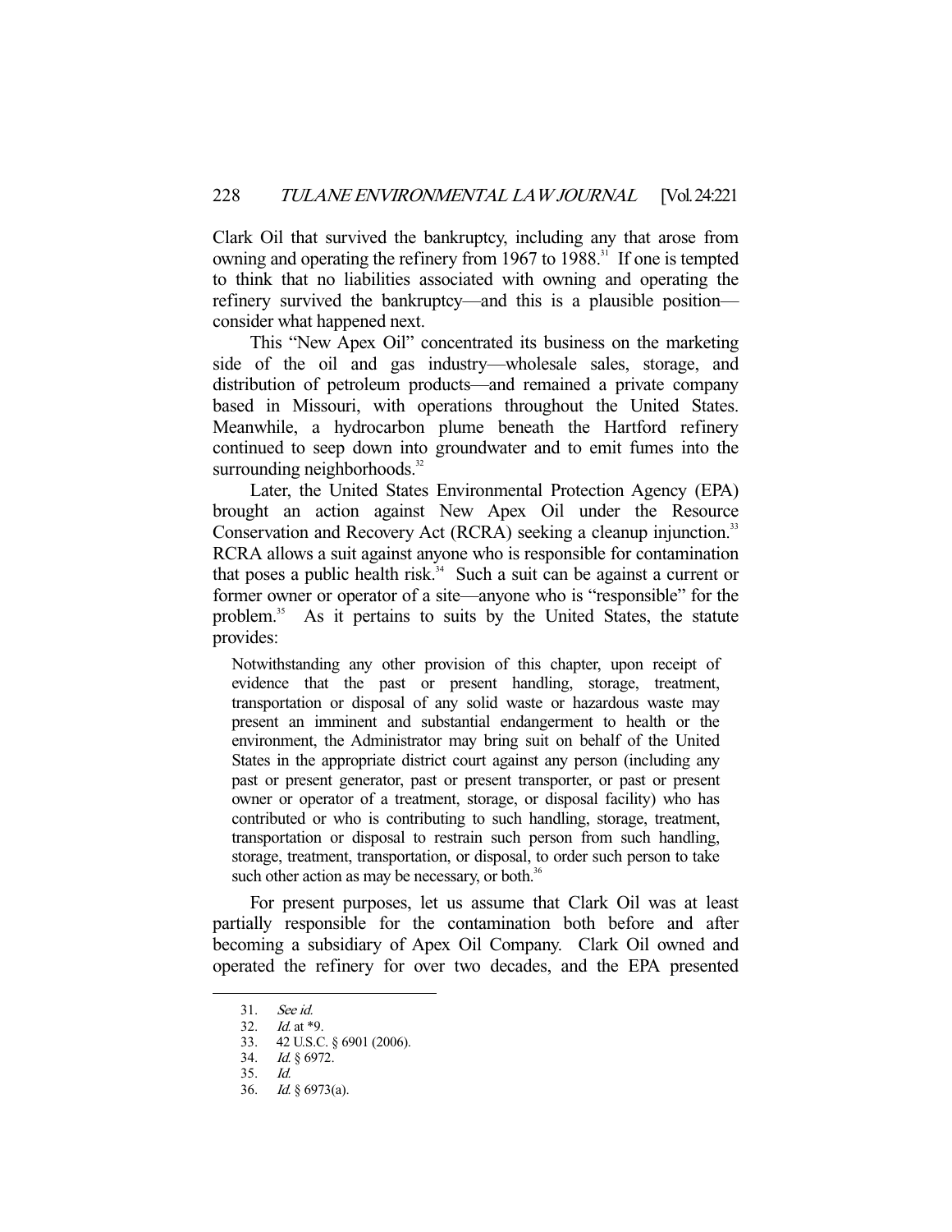Clark Oil that survived the bankruptcy, including any that arose from owning and operating the refinery from 1967 to 1988.[31] If one is tempted to think that no liabilities associated with owning and operating the refinery survived the bankruptcy—and this is a plausible position—consider what happened next.

This "New Apex Oil" concentrated its business on the marketing side of the oil and gas industry—wholesale sales, storage, and distribution of petroleum products—and remained a private company based in Missouri, with operations throughout the United States. Meanwhile, a hydrocarbon plume beneath the Hartford refinery continued to seep down into groundwater and to emit fumes into the surrounding neighborhoods.[32]

Later, the United States Environmental Protection Agency (EPA) brought an action against New Apex Oil under the Resource Conservation and Recovery Act (RCRA) seeking a cleanup injunction.[33] RCRA allows a suit against anyone who is responsible for contamination that poses a public health risk.[34] Such a suit can be against a current or former owner or operator of a site—anyone who is "responsible" for the problem.[35] As it pertains to suits by the United States, the statute provides:

> Notwithstanding any other provision of this chapter, upon receipt of evidence that the past or present handling, storage, treatment, transportation or disposal of any solid waste or hazardous waste may present an imminent and substantial endangerment to health or the environment, the Administrator may bring suit on behalf of the United States in the appropriate district court against any person (including any past or present generator, past or present transporter, or past or present owner or operator of a treatment, storage, or disposal facility) who has contributed or who is contributing to such handling, storage, treatment, transportation or disposal to restrain such person from such handling, storage, treatment, transportation, or disposal, to order such person to take such other action as may be necessary, or both.[36]

For present purposes, let us assume that Clark Oil was at least partially responsible for the contamination both before and after becoming a subsidiary of Apex Oil Company. Clark Oil owned and operated the refinery for over two decades, and the EPA presented

---

31. *See id.*
32. *Id.* at *9.
33. 42 U.S.C. § 6901 (2006).
34. *Id.* § 6972.
35. *Id.*
36. *Id.* § 6973(a).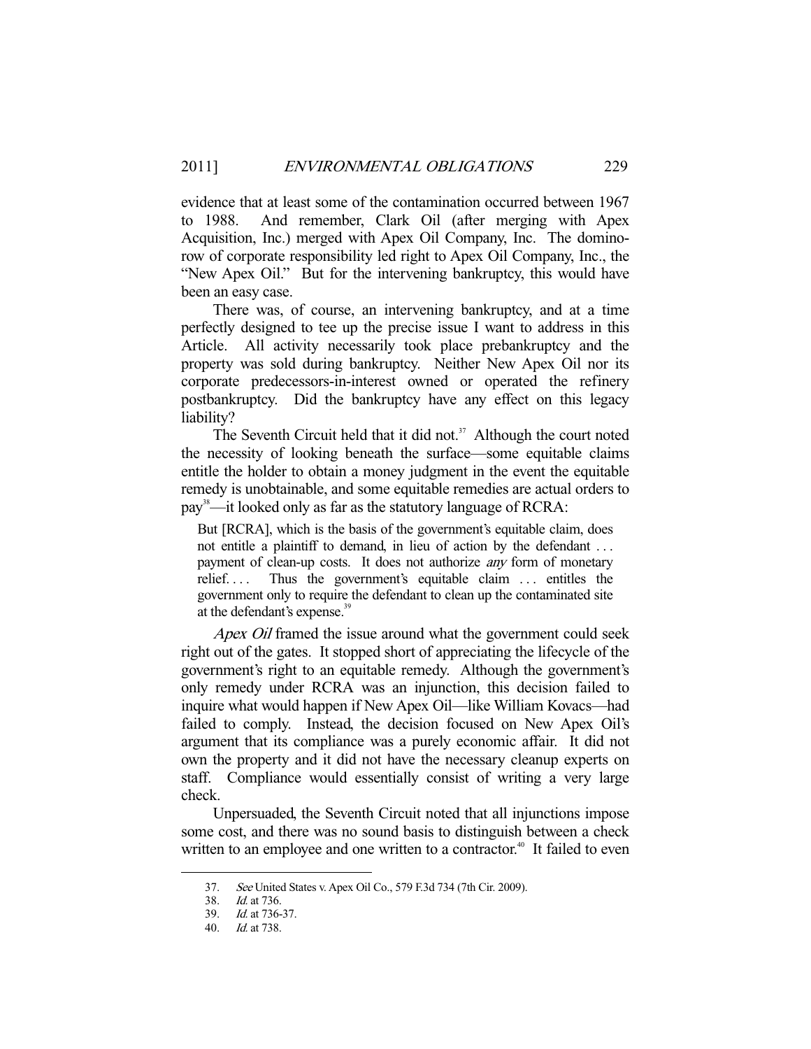evidence that at least some of the contamination occurred between 1967 to 1988. And remember, Clark Oil (after merging with Apex Acquisition, Inc.) merged with Apex Oil Company, Inc. The domino-row of corporate responsibility led right to Apex Oil Company, Inc., the "New Apex Oil." But for the intervening bankruptcy, this would have been an easy case.

There was, of course, an intervening bankruptcy, and at a time perfectly designed to tee up the precise issue I want to address in this Article. All activity necessarily took place prebankruptcy and the property was sold during bankruptcy. Neither New Apex Oil nor its corporate predecessors-in-interest owned or operated the refinery postbankruptcy. Did the bankruptcy have any effect on this legacy liability?

The Seventh Circuit held that it did not.[37] Although the court noted the necessity of looking beneath the surface—some equitable claims entitle the holder to obtain a money judgment in the event the equitable remedy is unobtainable, and some equitable remedies are actual orders to pay[38]—it looked only as far as the statutory language of RCRA:

> But [RCRA], which is the basis of the government's equitable claim, does not entitle a plaintiff to demand, in lieu of action by the defendant . . . payment of clean-up costs. It does not authorize *any* form of monetary relief. . . . Thus the government's equitable claim . . . entitles the government only to require the defendant to clean up the contaminated site at the defendant's expense.[39]

*Apex Oil* framed the issue around what the government could seek right out of the gates. It stopped short of appreciating the lifecycle of the government's right to an equitable remedy. Although the government's only remedy under RCRA was an injunction, this decision failed to inquire what would happen if New Apex Oil—like William Kovacs—had failed to comply. Instead, the decision focused on New Apex Oil's argument that its compliance was a purely economic affair. It did not own the property and it did not have the necessary cleanup experts on staff. Compliance would essentially consist of writing a very large check.

Unpersuaded, the Seventh Circuit noted that all injunctions impose some cost, and there was no sound basis to distinguish between a check written to an employee and one written to a contractor.[40] It failed to even

---

37. *See* United States v. Apex Oil Co., 579 F.3d 734 (7th Cir. 2009).

38. *Id.* at 736.

39. *Id.* at 736-37.

40. *Id.* at 738.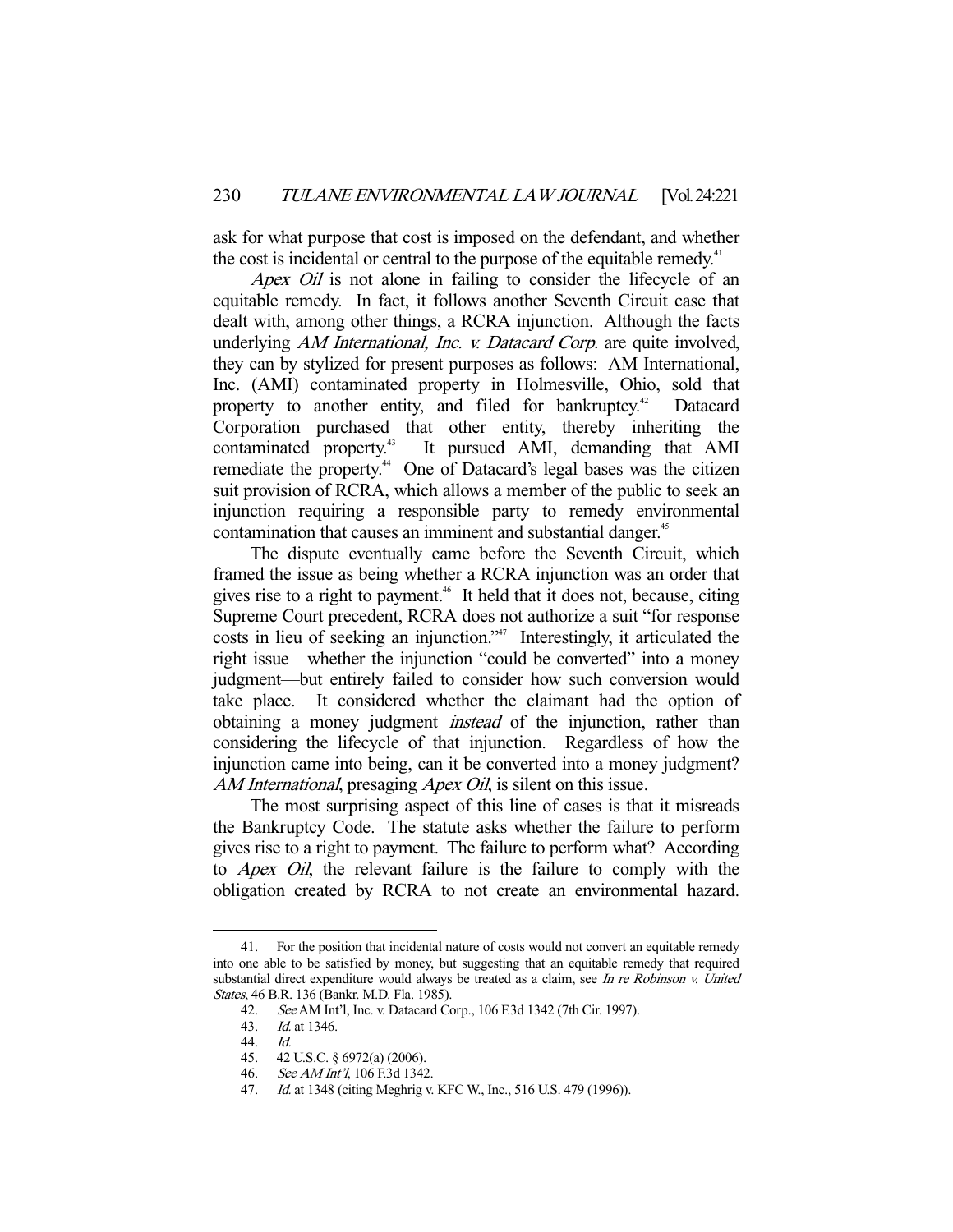ask for what purpose that cost is imposed on the defendant, and whether the cost is incidental or central to the purpose of the equitable remedy.[41]

*Apex Oil* is not alone in failing to consider the lifecycle of an equitable remedy. In fact, it follows another Seventh Circuit case that dealt with, among other things, a RCRA injunction. Although the facts underlying *AM International, Inc. v. Datacard Corp.* are quite involved, they can by stylized for present purposes as follows: AM International, Inc. (AMI) contaminated property in Holmesville, Ohio, sold that property to another entity, and filed for bankruptcy.[42] Datacard Corporation purchased that other entity, thereby inheriting the contaminated property.[43] It pursued AMI, demanding that AMI remediate the property.[44] One of Datacard's legal bases was the citizen suit provision of RCRA, which allows a member of the public to seek an injunction requiring a responsible party to remedy environmental contamination that causes an imminent and substantial danger.[45]

The dispute eventually came before the Seventh Circuit, which framed the issue as being whether a RCRA injunction was an order that gives rise to a right to payment.[46] It held that it does not, because, citing Supreme Court precedent, RCRA does not authorize a suit "for response costs in lieu of seeking an injunction."[47] Interestingly, it articulated the right issue—whether the injunction "could be converted" into a money judgment—but entirely failed to consider how such conversion would take place. It considered whether the claimant had the option of obtaining a money judgment *instead* of the injunction, rather than considering the lifecycle of that injunction. Regardless of how the injunction came into being, can it be converted into a money judgment? *AM International*, presaging *Apex Oil*, is silent on this issue.

The most surprising aspect of this line of cases is that it misreads the Bankruptcy Code. The statute asks whether the failure to perform gives rise to a right to payment. The failure to perform what? According to *Apex Oil*, the relevant failure is the failure to comply with the obligation created by RCRA to not create an environmental hazard.

---

41. For the position that incidental nature of costs would not convert an equitable remedy into one able to be satisfied by money, but suggesting that an equitable remedy that required substantial direct expenditure would always be treated as a claim, see *In re Robinson v. United States*, 46 B.R. 136 (Bankr. M.D. Fla. 1985).

42. *See* AM Int'l, Inc. v. Datacard Corp., 106 F.3d 1342 (7th Cir. 1997).

43. *Id.* at 1346.

44. *Id.*

45. 42 U.S.C. § 6972(a) (2006).

46. *See AM Int'l*, 106 F.3d 1342.

47. *Id.* at 1348 (citing Meghrig v. KFC W., Inc., 516 U.S. 479 (1996)).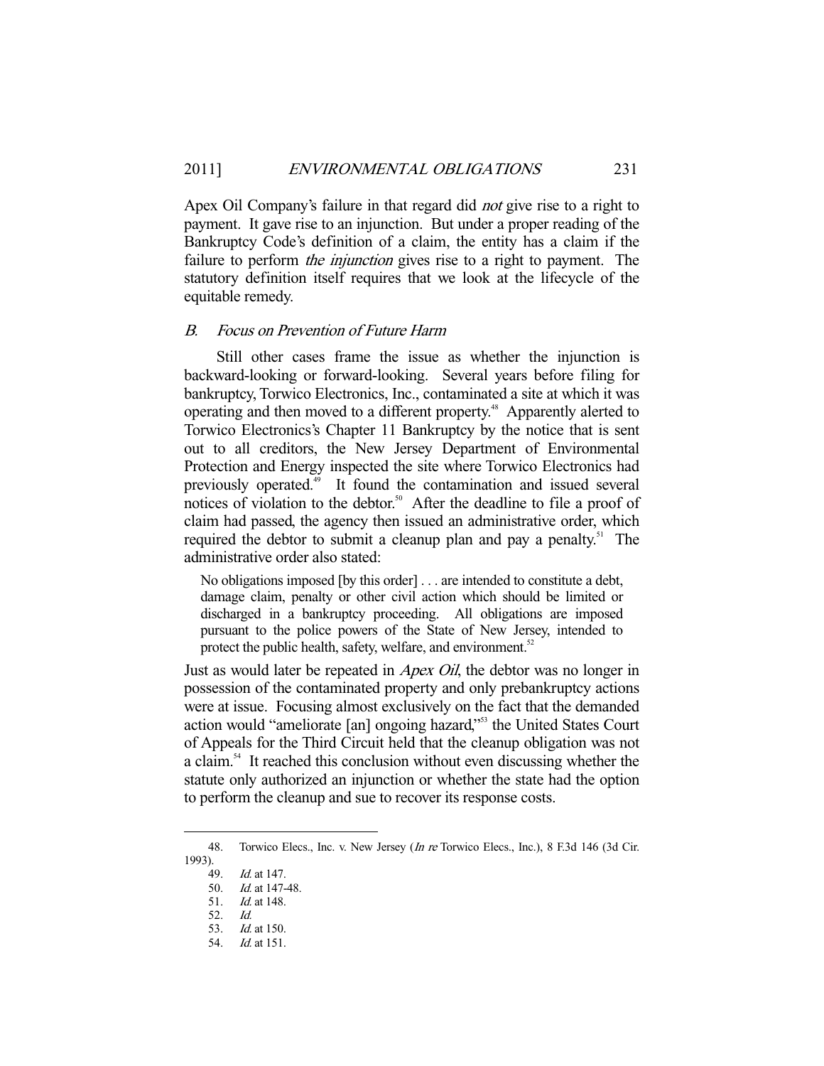Apex Oil Company's failure in that regard did *not* give rise to a right to payment. It gave rise to an injunction. But under a proper reading of the Bankruptcy Code's definition of a claim, the entity has a claim if the failure to perform *the injunction* gives rise to a right to payment. The statutory definition itself requires that we look at the lifecycle of the equitable remedy.

### *B. Focus on Prevention of Future Harm*

Still other cases frame the issue as whether the injunction is backward-looking or forward-looking. Several years before filing for bankruptcy, Torwico Electronics, Inc., contaminated a site at which it was operating and then moved to a different property.[48] Apparently alerted to Torwico Electronics's Chapter 11 Bankruptcy by the notice that is sent out to all creditors, the New Jersey Department of Environmental Protection and Energy inspected the site where Torwico Electronics had previously operated.[49] It found the contamination and issued several notices of violation to the debtor.[50] After the deadline to file a proof of claim had passed, the agency then issued an administrative order, which required the debtor to submit a cleanup plan and pay a penalty.[51] The administrative order also stated:

> No obligations imposed [by this order] . . . are intended to constitute a debt, damage claim, penalty or other civil action which should be limited or discharged in a bankruptcy proceeding. All obligations are imposed pursuant to the police powers of the State of New Jersey, intended to protect the public health, safety, welfare, and environment.[52]

Just as would later be repeated in *Apex Oil*, the debtor was no longer in possession of the contaminated property and only prebankruptcy actions were at issue. Focusing almost exclusively on the fact that the demanded action would "ameliorate [an] ongoing hazard,"[53] the United States Court of Appeals for the Third Circuit held that the cleanup obligation was not a claim.[54] It reached this conclusion without even discussing whether the statute only authorized an injunction or whether the state had the option to perform the cleanup and sue to recover its response costs.

---

48. Torwico Elecs., Inc. v. New Jersey (*In re* Torwico Elecs., Inc.), 8 F.3d 146 (3d Cir. 1993).

49. *Id.* at 147.

50. *Id.* at 147-48.

51. *Id.* at 148.

52. *Id.*

53. *Id.* at 150.

54. *Id.* at 151.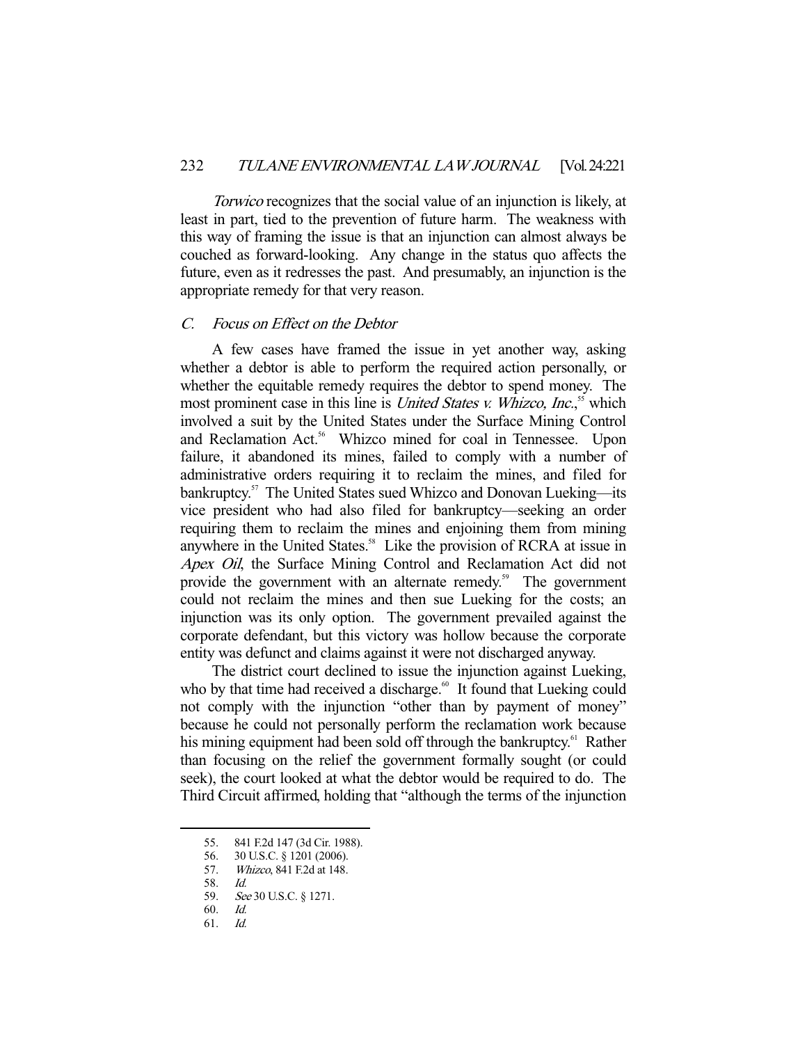*Torwico* recognizes that the social value of an injunction is likely, at least in part, tied to the prevention of future harm. The weakness with this way of framing the issue is that an injunction can almost always be couched as forward-looking. Any change in the status quo affects the future, even as it redresses the past. And presumably, an injunction is the appropriate remedy for that very reason.

### *C. Focus on Effect on the Debtor*

A few cases have framed the issue in yet another way, asking whether a debtor is able to perform the required action personally, or whether the equitable remedy requires the debtor to spend money. The most prominent case in this line is *United States v. Whizco, Inc.*,[55] which involved a suit by the United States under the Surface Mining Control and Reclamation Act.[56] Whizco mined for coal in Tennessee. Upon failure, it abandoned its mines, failed to comply with a number of administrative orders requiring it to reclaim the mines, and filed for bankruptcy.[57] The United States sued Whizco and Donovan Lueking—its vice president who had also filed for bankruptcy—seeking an order requiring them to reclaim the mines and enjoining them from mining anywhere in the United States.[58] Like the provision of RCRA at issue in *Apex Oil*, the Surface Mining Control and Reclamation Act did not provide the government with an alternate remedy.[59] The government could not reclaim the mines and then sue Lueking for the costs; an injunction was its only option. The government prevailed against the corporate defendant, but this victory was hollow because the corporate entity was defunct and claims against it were not discharged anyway.

The district court declined to issue the injunction against Lueking, who by that time had received a discharge.[60] It found that Lueking could not comply with the injunction "other than by payment of money" because he could not personally perform the reclamation work because his mining equipment had been sold off through the bankruptcy.[61] Rather than focusing on the relief the government formally sought (or could seek), the court looked at what the debtor would be required to do. The Third Circuit affirmed, holding that "although the terms of the injunction

---

55. 841 F.2d 147 (3d Cir. 1988).
56. 30 U.S.C. § 1201 (2006).
57. *Whizco*, 841 F.2d at 148.
58. *Id.*
59. *See* 30 U.S.C. § 1271.
60. *Id.*
61. *Id.*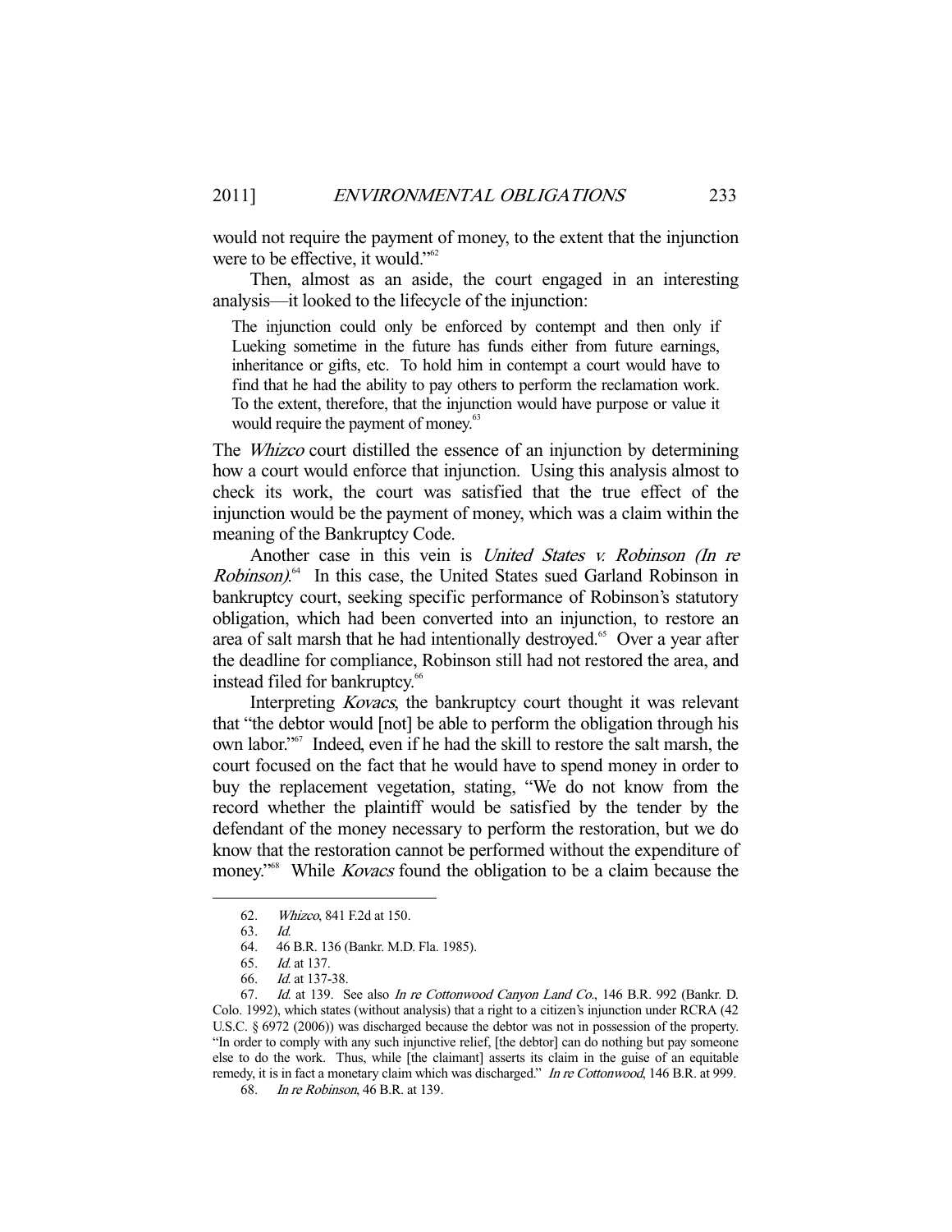would not require the payment of money, to the extent that the injunction were to be effective, it would."[62]

Then, almost as an aside, the court engaged in an interesting analysis—it looked to the lifecycle of the injunction:

> The injunction could only be enforced by contempt and then only if Lueking sometime in the future has funds either from future earnings, inheritance or gifts, etc. To hold him in contempt a court would have to find that he had the ability to pay others to perform the reclamation work. To the extent, therefore, that the injunction would have purpose or value it would require the payment of money.[63]

The *Whizco* court distilled the essence of an injunction by determining how a court would enforce that injunction. Using this analysis almost to check its work, the court was satisfied that the true effect of the injunction would be the payment of money, which was a claim within the meaning of the Bankruptcy Code.

Another case in this vein is *United States v. Robinson (In re Robinson)*.[64] In this case, the United States sued Garland Robinson in bankruptcy court, seeking specific performance of Robinson's statutory obligation, which had been converted into an injunction, to restore an area of salt marsh that he had intentionally destroyed.[65] Over a year after the deadline for compliance, Robinson still had not restored the area, and instead filed for bankruptcy.[66]

Interpreting *Kovacs*, the bankruptcy court thought it was relevant that "the debtor would [not] be able to perform the obligation through his own labor."[67] Indeed, even if he had the skill to restore the salt marsh, the court focused on the fact that he would have to spend money in order to buy the replacement vegetation, stating, "We do not know from the record whether the plaintiff would be satisfied by the tender by the defendant of the money necessary to perform the restoration, but we do know that the restoration cannot be performed without the expenditure of money."[68] While *Kovacs* found the obligation to be a claim because the

---

62. *Whizco*, 841 F.2d at 150.

63. *Id.*

64. 46 B.R. 136 (Bankr. M.D. Fla. 1985).

65. *Id.* at 137.

66. *Id.* at 137-38.

67. *Id.* at 139. See also *In re Cottonwood Canyon Land Co.*, 146 B.R. 992 (Bankr. D. Colo. 1992), which states (without analysis) that a right to a citizen's injunction under RCRA (42 U.S.C. § 6972 (2006)) was discharged because the debtor was not in possession of the property. "In order to comply with any such injunctive relief, [the debtor] can do nothing but pay someone else to do the work. Thus, while [the claimant] asserts its claim in the guise of an equitable remedy, it is in fact a monetary claim which was discharged." *In re Cottonwood*, 146 B.R. at 999.

68. *In re Robinson*, 46 B.R. at 139.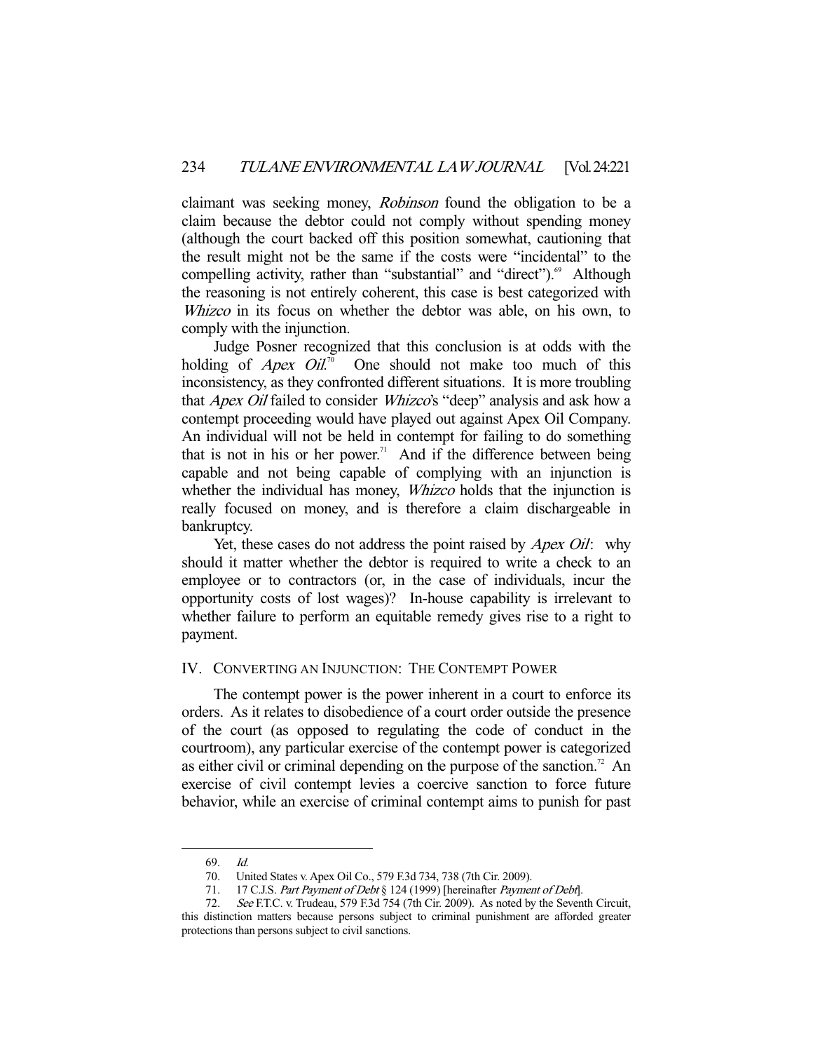claimant was seeking money, *Robinson* found the obligation to be a claim because the debtor could not comply without spending money (although the court backed off this position somewhat, cautioning that the result might not be the same if the costs were "incidental" to the compelling activity, rather than "substantial" and "direct").[69] Although the reasoning is not entirely coherent, this case is best categorized with *Whizco* in its focus on whether the debtor was able, on his own, to comply with the injunction.

Judge Posner recognized that this conclusion is at odds with the holding of *Apex Oil*.[70] One should not make too much of this inconsistency, as they confronted different situations. It is more troubling that *Apex Oil* failed to consider *Whizco*'s "deep" analysis and ask how a contempt proceeding would have played out against Apex Oil Company. An individual will not be held in contempt for failing to do something that is not in his or her power.[71] And if the difference between being capable and not being capable of complying with an injunction is whether the individual has money, *Whizco* holds that the injunction is really focused on money, and is therefore a claim dischargeable in bankruptcy.

Yet, these cases do not address the point raised by *Apex Oil*: why should it matter whether the debtor is required to write a check to an employee or to contractors (or, in the case of individuals, incur the opportunity costs of lost wages)? In-house capability is irrelevant to whether failure to perform an equitable remedy gives rise to a right to payment.

## IV. Converting an Injunction: The Contempt Power

The contempt power is the power inherent in a court to enforce its orders. As it relates to disobedience of a court order outside the presence of the court (as opposed to regulating the code of conduct in the courtroom), any particular exercise of the contempt power is categorized as either civil or criminal depending on the purpose of the sanction.[72] An exercise of civil contempt levies a coercive sanction to force future behavior, while an exercise of criminal contempt aims to punish for past

---

69. *Id.*

70. United States v. Apex Oil Co., 579 F.3d 734, 738 (7th Cir. 2009).

71. 17 C.J.S. *Part Payment of Debt* § 124 (1999) [hereinafter *Payment of Debt*].

72. *See* F.T.C. v. Trudeau, 579 F.3d 754 (7th Cir. 2009). As noted by the Seventh Circuit, this distinction matters because persons subject to criminal punishment are afforded greater protections than persons subject to civil sanctions.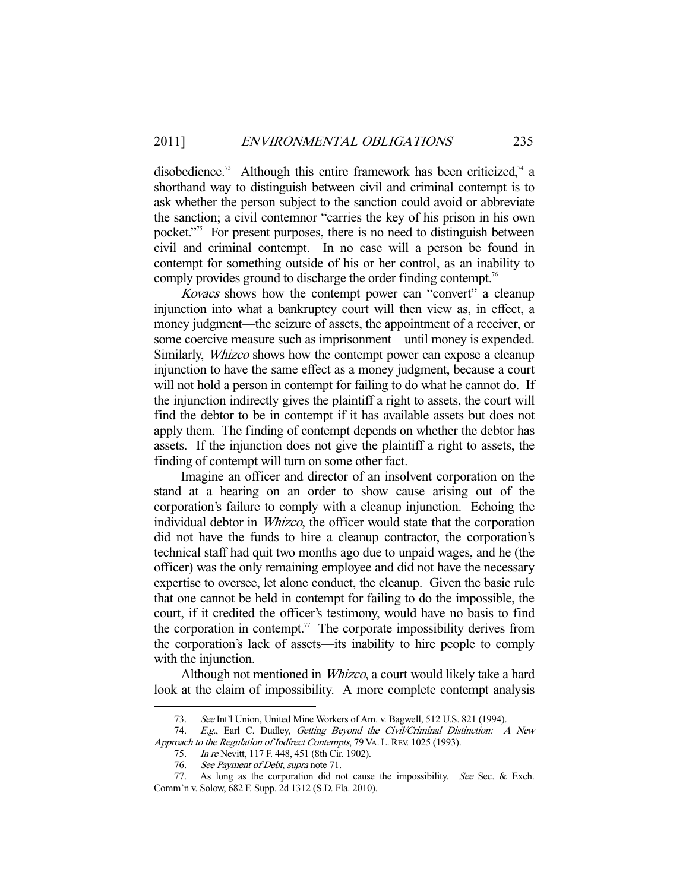disobedience.[73] Although this entire framework has been criticized,[74] a shorthand way to distinguish between civil and criminal contempt is to ask whether the person subject to the sanction could avoid or abbreviate the sanction; a civil contemnor "carries the key of his prison in his own pocket."[75] For present purposes, there is no need to distinguish between civil and criminal contempt. In no case will a person be found in contempt for something outside of his or her control, as an inability to comply provides ground to discharge the order finding contempt.[76]

*Kovacs* shows how the contempt power can "convert" a cleanup injunction into what a bankruptcy court will then view as, in effect, a money judgment—the seizure of assets, the appointment of a receiver, or some coercive measure such as imprisonment—until money is expended. Similarly, *Whizco* shows how the contempt power can expose a cleanup injunction to have the same effect as a money judgment, because a court will not hold a person in contempt for failing to do what he cannot do. If the injunction indirectly gives the plaintiff a right to assets, the court will find the debtor to be in contempt if it has available assets but does not apply them. The finding of contempt depends on whether the debtor has assets. If the injunction does not give the plaintiff a right to assets, the finding of contempt will turn on some other fact.

Imagine an officer and director of an insolvent corporation on the stand at a hearing on an order to show cause arising out of the corporation's failure to comply with a cleanup injunction. Echoing the individual debtor in *Whizco*, the officer would state that the corporation did not have the funds to hire a cleanup contractor, the corporation's technical staff had quit two months ago due to unpaid wages, and he (the officer) was the only remaining employee and did not have the necessary expertise to oversee, let alone conduct, the cleanup. Given the basic rule that one cannot be held in contempt for failing to do the impossible, the court, if it credited the officer's testimony, would have no basis to find the corporation in contempt.[77] The corporate impossibility derives from the corporation's lack of assets—its inability to hire people to comply with the injunction.

Although not mentioned in *Whizco*, a court would likely take a hard look at the claim of impossibility. A more complete contempt analysis

---

73. *See* Int'l Union, United Mine Workers of Am. v. Bagwell, 512 U.S. 821 (1994).

74. *E.g.*, Earl C. Dudley, *Getting Beyond the Civil/Criminal Distinction: A New Approach to the Regulation of Indirect Contempts*, 79 VA. L. REV. 1025 (1993).

75. *In re* Nevitt, 117 F. 448, 451 (8th Cir. 1902).

76. *See Payment of Debt*, *supra* note 71.

77. As long as the corporation did not cause the impossibility. *See* Sec. & Exch. Comm'n v. Solow, 682 F. Supp. 2d 1312 (S.D. Fla. 2010).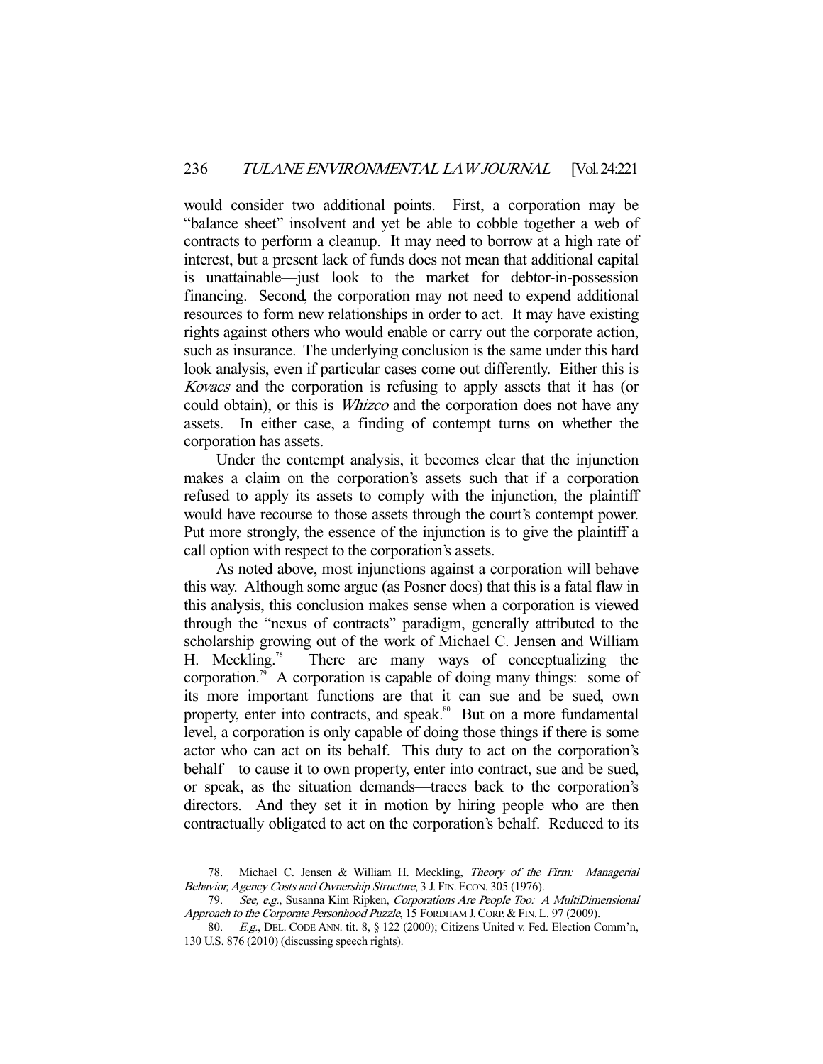would consider two additional points. First, a corporation may be "balance sheet" insolvent and yet be able to cobble together a web of contracts to perform a cleanup. It may need to borrow at a high rate of interest, but a present lack of funds does not mean that additional capital is unattainable—just look to the market for debtor-in-possession financing. Second, the corporation may not need to expend additional resources to form new relationships in order to act. It may have existing rights against others who would enable or carry out the corporate action, such as insurance. The underlying conclusion is the same under this hard look analysis, even if particular cases come out differently. Either this is *Kovacs* and the corporation is refusing to apply assets that it has (or could obtain), or this is *Whizco* and the corporation does not have any assets. In either case, a finding of contempt turns on whether the corporation has assets.

Under the contempt analysis, it becomes clear that the injunction makes a claim on the corporation's assets such that if a corporation refused to apply its assets to comply with the injunction, the plaintiff would have recourse to those assets through the court's contempt power. Put more strongly, the essence of the injunction is to give the plaintiff a call option with respect to the corporation's assets.

As noted above, most injunctions against a corporation will behave this way. Although some argue (as Posner does) that this is a fatal flaw in this analysis, this conclusion makes sense when a corporation is viewed through the "nexus of contracts" paradigm, generally attributed to the scholarship growing out of the work of Michael C. Jensen and William H. Meckling.[78] There are many ways of conceptualizing the corporation.[79] A corporation is capable of doing many things: some of its more important functions are that it can sue and be sued, own property, enter into contracts, and speak.[80] But on a more fundamental level, a corporation is only capable of doing those things if there is some actor who can act on its behalf. This duty to act on the corporation's behalf—to cause it to own property, enter into contract, sue and be sued, or speak, as the situation demands—traces back to the corporation's directors. And they set it in motion by hiring people who are then contractually obligated to act on the corporation's behalf. Reduced to its

78. Michael C. Jensen & William H. Meckling, *Theory of the Firm: Managerial Behavior, Agency Costs and Ownership Structure*, 3 J. FIN. ECON. 305 (1976).

79. *See, e.g.*, Susanna Kim Ripken, *Corporations Are People Too: A MultiDimensional Approach to the Corporate Personhood Puzzle*, 15 FORDHAM J. CORP. & FIN. L. 97 (2009).

80. *E.g.*, DEL. CODE ANN. tit. 8, § 122 (2000); Citizens United v. Fed. Election Comm'n, 130 U.S. 876 (2010) (discussing speech rights).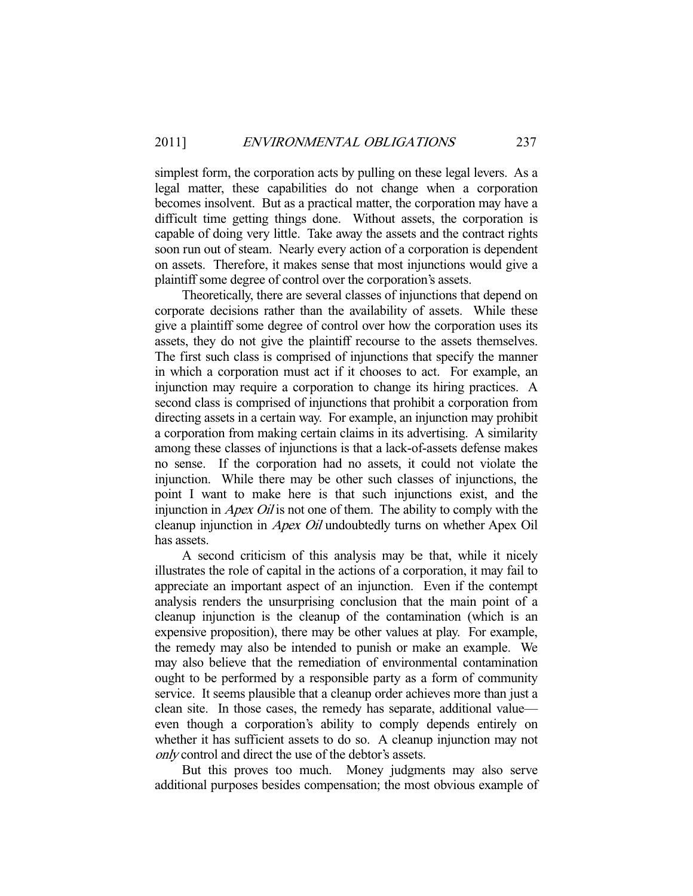simplest form, the corporation acts by pulling on these legal levers. As a legal matter, these capabilities do not change when a corporation becomes insolvent. But as a practical matter, the corporation may have a difficult time getting things done. Without assets, the corporation is capable of doing very little. Take away the assets and the contract rights soon run out of steam. Nearly every action of a corporation is dependent on assets. Therefore, it makes sense that most injunctions would give a plaintiff some degree of control over the corporation's assets.

Theoretically, there are several classes of injunctions that depend on corporate decisions rather than the availability of assets. While these give a plaintiff some degree of control over how the corporation uses its assets, they do not give the plaintiff recourse to the assets themselves. The first such class is comprised of injunctions that specify the manner in which a corporation must act if it chooses to act. For example, an injunction may require a corporation to change its hiring practices. A second class is comprised of injunctions that prohibit a corporation from directing assets in a certain way. For example, an injunction may prohibit a corporation from making certain claims in its advertising. A similarity among these classes of injunctions is that a lack-of-assets defense makes no sense. If the corporation had no assets, it could not violate the injunction. While there may be other such classes of injunctions, the point I want to make here is that such injunctions exist, and the injunction in *Apex Oil* is not one of them. The ability to comply with the cleanup injunction in *Apex Oil* undoubtedly turns on whether Apex Oil has assets.

A second criticism of this analysis may be that, while it nicely illustrates the role of capital in the actions of a corporation, it may fail to appreciate an important aspect of an injunction. Even if the contempt analysis renders the unsurprising conclusion that the main point of a cleanup injunction is the cleanup of the contamination (which is an expensive proposition), there may be other values at play. For example, the remedy may also be intended to punish or make an example. We may also believe that the remediation of environmental contamination ought to be performed by a responsible party as a form of community service. It seems plausible that a cleanup order achieves more than just a clean site. In those cases, the remedy has separate, additional value—even though a corporation's ability to comply depends entirely on whether it has sufficient assets to do so. A cleanup injunction may not *only* control and direct the use of the debtor's assets.

But this proves too much. Money judgments may also serve additional purposes besides compensation; the most obvious example of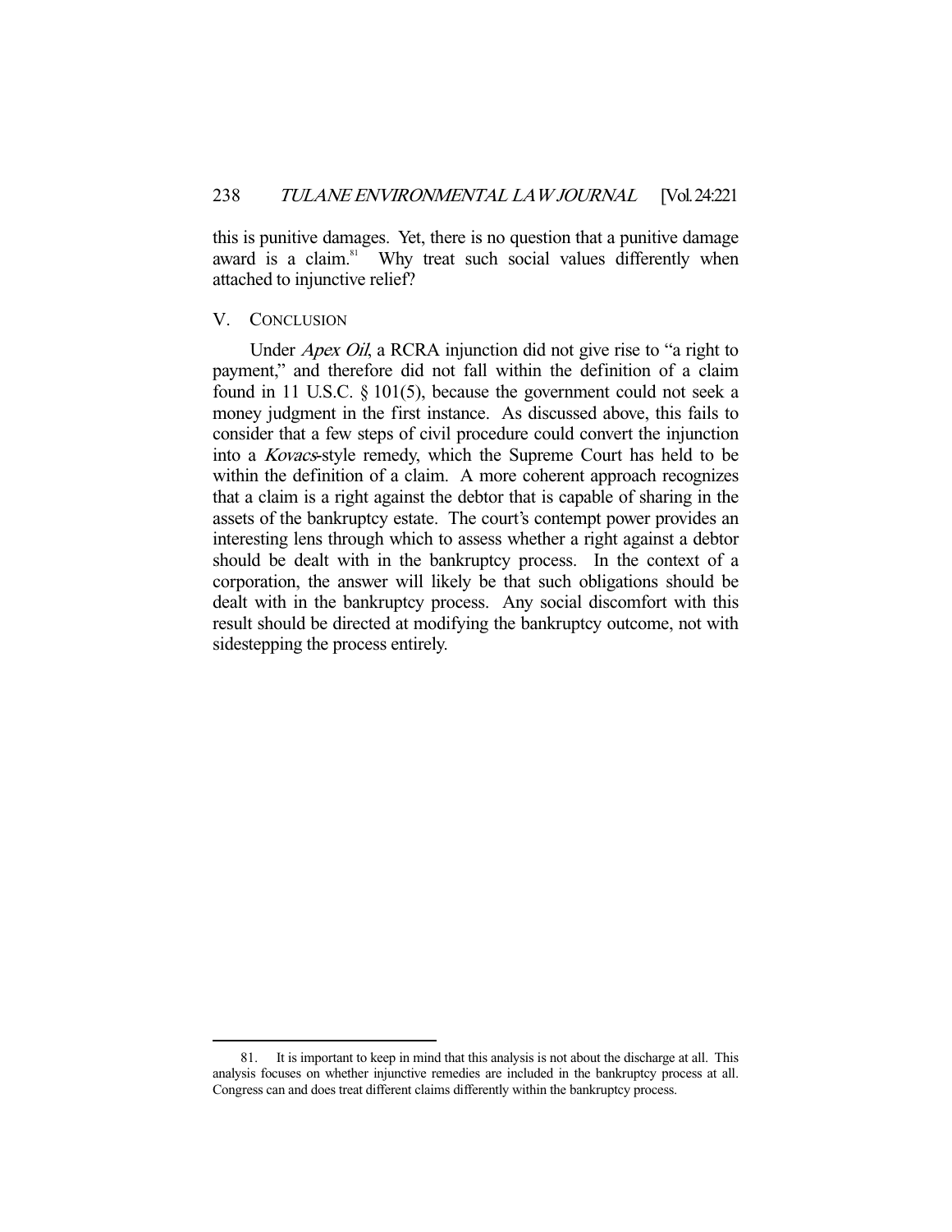this is punitive damages. Yet, there is no question that a punitive damage award is a claim.[81] Why treat such social values differently when attached to injunctive relief?

## V. CONCLUSION

Under *Apex Oil*, a RCRA injunction did not give rise to "a right to payment," and therefore did not fall within the definition of a claim found in 11 U.S.C. § 101(5), because the government could not seek a money judgment in the first instance. As discussed above, this fails to consider that a few steps of civil procedure could convert the injunction into a *Kovacs*-style remedy, which the Supreme Court has held to be within the definition of a claim. A more coherent approach recognizes that a claim is a right against the debtor that is capable of sharing in the assets of the bankruptcy estate. The court's contempt power provides an interesting lens through which to assess whether a right against a debtor should be dealt with in the bankruptcy process. In the context of a corporation, the answer will likely be that such obligations should be dealt with in the bankruptcy process. Any social discomfort with this result should be directed at modifying the bankruptcy outcome, not with sidestepping the process entirely.

---

81. It is important to keep in mind that this analysis is not about the discharge at all. This analysis focuses on whether injunctive remedies are included in the bankruptcy process at all. Congress can and does treat different claims differently within the bankruptcy process.